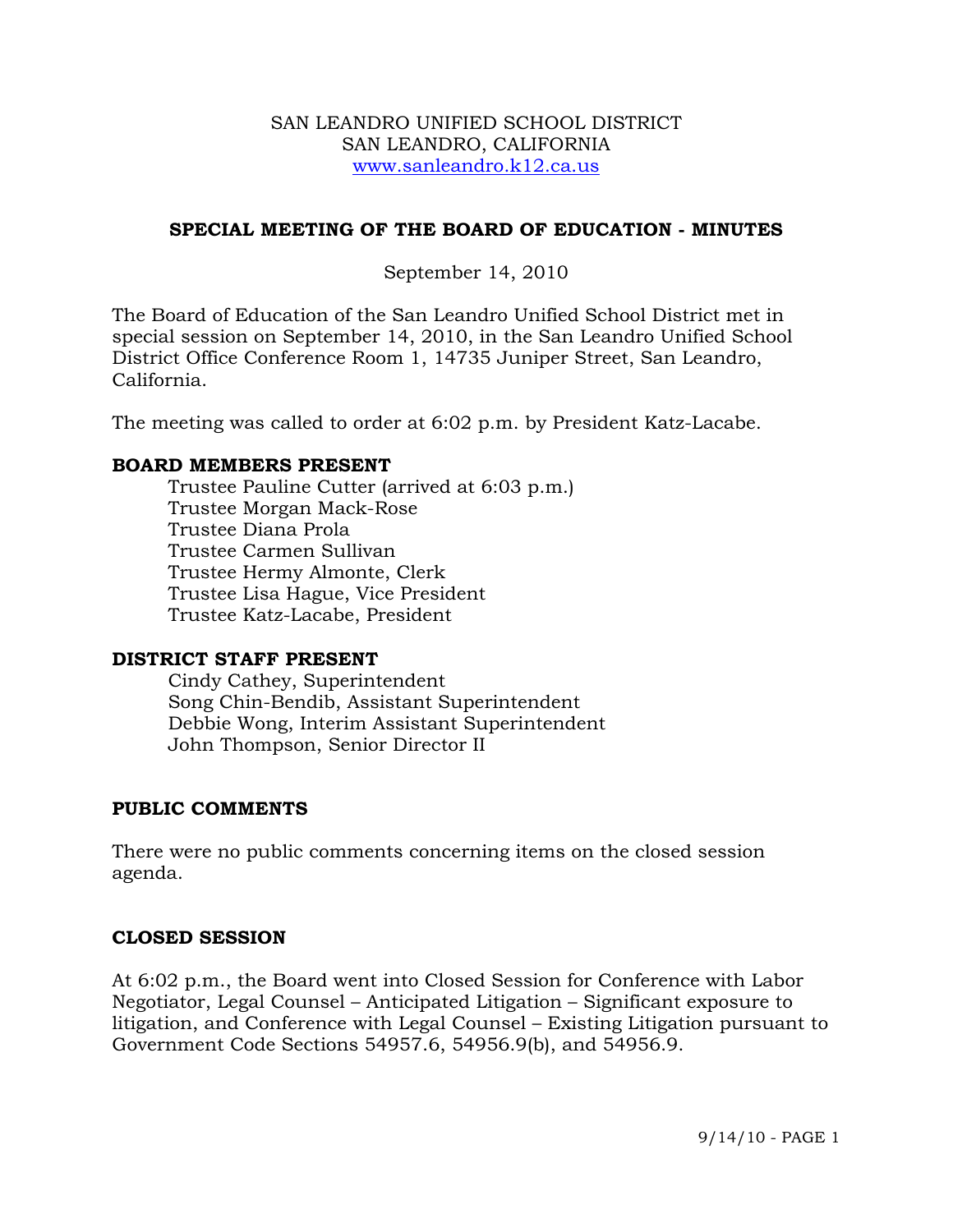SAN LEANDRO UNIFIED SCHOOL DISTRICT
SAN LEANDRO, CALIFORNIA
www.sanleandro.k12.ca.us

## SPECIAL MEETING OF THE BOARD OF EDUCATION - MINUTES

September 14, 2010

The Board of Education of the San Leandro Unified School District met in special session on September 14, 2010, in the San Leandro Unified School District Office Conference Room 1, 14735 Juniper Street, San Leandro, California.

The meeting was called to order at 6:02 p.m. by President Katz-Lacabe.

### BOARD MEMBERS PRESENT

Trustee Pauline Cutter (arrived at 6:03 p.m.)
Trustee Morgan Mack-Rose
Trustee Diana Prola
Trustee Carmen Sullivan
Trustee Hermy Almonte, Clerk
Trustee Lisa Hague, Vice President
Trustee Katz-Lacabe, President

### DISTRICT STAFF PRESENT

Cindy Cathey, Superintendent
Song Chin-Bendib, Assistant Superintendent
Debbie Wong, Interim Assistant Superintendent
John Thompson, Senior Director II

### PUBLIC COMMENTS

There were no public comments concerning items on the closed session agenda.

### CLOSED SESSION

At 6:02 p.m., the Board went into Closed Session for Conference with Labor Negotiator, Legal Counsel – Anticipated Litigation – Significant exposure to litigation, and Conference with Legal Counsel – Existing Litigation pursuant to Government Code Sections 54957.6, 54956.9(b), and 54956.9.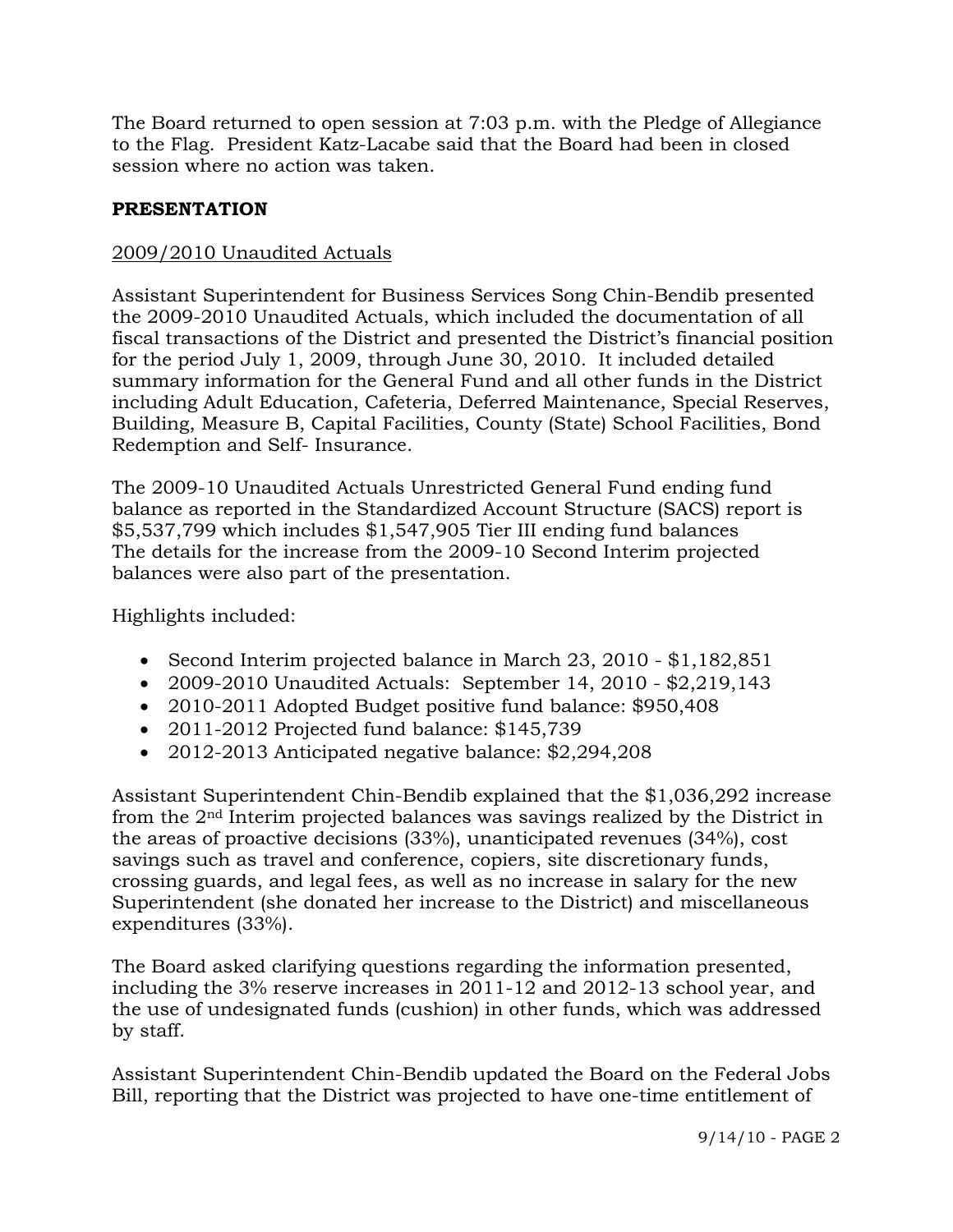The Board returned to open session at 7:03 p.m. with the Pledge of Allegiance to the Flag. President Katz-Lacabe said that the Board had been in closed session where no action was taken.

**PRESENTATION**

2009/2010 Unaudited Actuals

Assistant Superintendent for Business Services Song Chin-Bendib presented the 2009-2010 Unaudited Actuals, which included the documentation of all fiscal transactions of the District and presented the District's financial position for the period July 1, 2009, through June 30, 2010. It included detailed summary information for the General Fund and all other funds in the District including Adult Education, Cafeteria, Deferred Maintenance, Special Reserves, Building, Measure B, Capital Facilities, County (State) School Facilities, Bond Redemption and Self- Insurance.

The 2009-10 Unaudited Actuals Unrestricted General Fund ending fund balance as reported in the Standardized Account Structure (SACS) report is $5,537,799 which includes $1,547,905 Tier III ending fund balances The details for the increase from the 2009-10 Second Interim projected balances were also part of the presentation.

Highlights included:

- Second Interim projected balance in March 23, 2010 - $1,182,851
- 2009-2010 Unaudited Actuals: September 14, 2010 - $2,219,143
- 2010-2011 Adopted Budget positive fund balance: $950,408
- 2011-2012 Projected fund balance: $145,739
- 2012-2013 Anticipated negative balance: $2,294,208

Assistant Superintendent Chin-Bendib explained that the $1,036,292 increase from the 2nd Interim projected balances was savings realized by the District in the areas of proactive decisions (33%), unanticipated revenues (34%), cost savings such as travel and conference, copiers, site discretionary funds, crossing guards, and legal fees, as well as no increase in salary for the new Superintendent (she donated her increase to the District) and miscellaneous expenditures (33%).

The Board asked clarifying questions regarding the information presented, including the 3% reserve increases in 2011-12 and 2012-13 school year, and the use of undesignated funds (cushion) in other funds, which was addressed by staff.

Assistant Superintendent Chin-Bendib updated the Board on the Federal Jobs Bill, reporting that the District was projected to have one-time entitlement of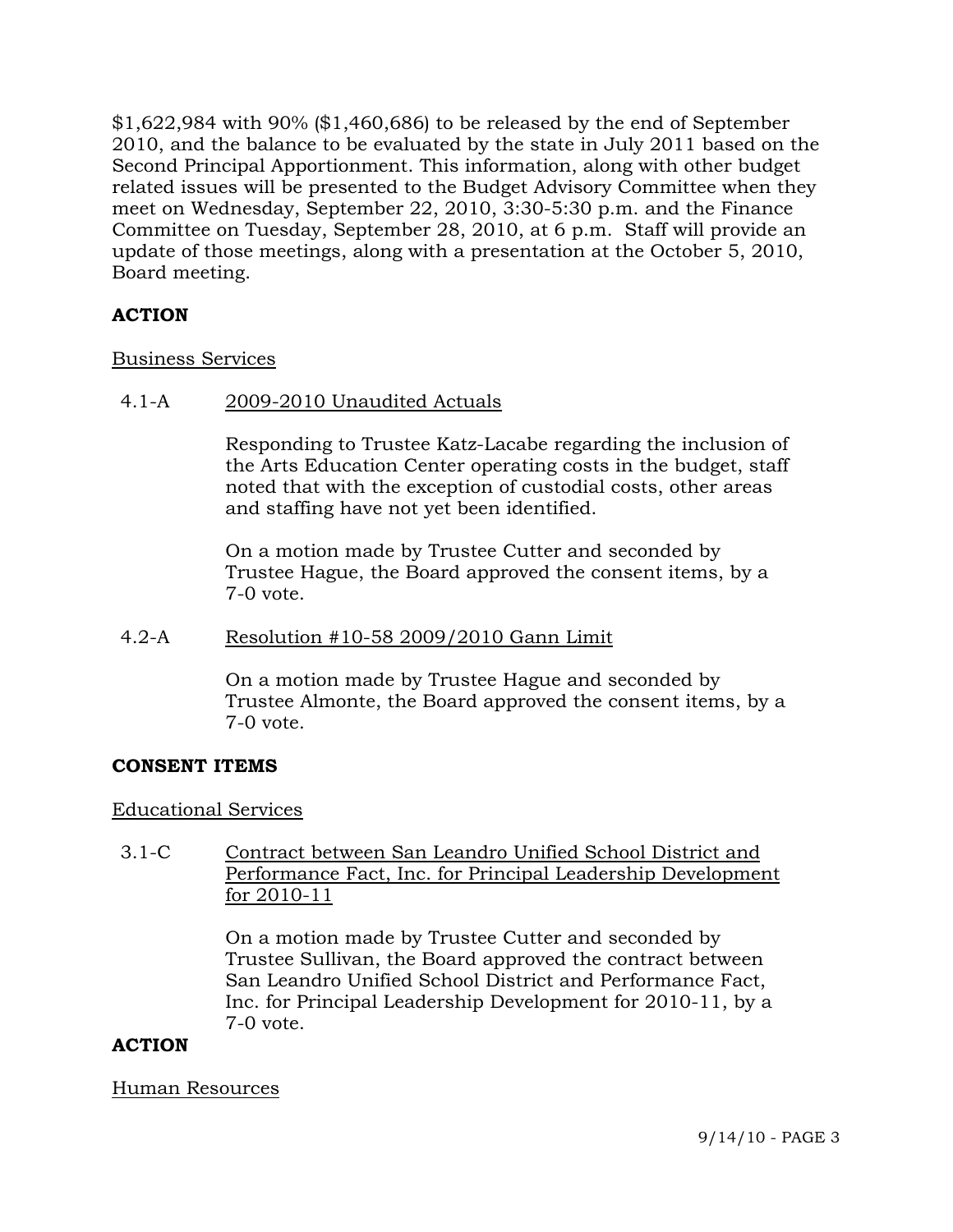$1,622,984 with 90% ($1,460,686) to be released by the end of September 2010, and the balance to be evaluated by the state in July 2011 based on the Second Principal Apportionment. This information, along with other budget related issues will be presented to the Budget Advisory Committee when they meet on Wednesday, September 22, 2010, 3:30-5:30 p.m. and the Finance Committee on Tuesday, September 28, 2010, at 6 p.m. Staff will provide an update of those meetings, along with a presentation at the October 5, 2010, Board meeting.

**ACTION**

Business Services

4.1-A 2009-2010 Unaudited Actuals

Responding to Trustee Katz-Lacabe regarding the inclusion of the Arts Education Center operating costs in the budget, staff noted that with the exception of custodial costs, other areas and staffing have not yet been identified.

On a motion made by Trustee Cutter and seconded by Trustee Hague, the Board approved the consent items, by a 7-0 vote.

4.2-A Resolution #10-58 2009/2010 Gann Limit

On a motion made by Trustee Hague and seconded by Trustee Almonte, the Board approved the consent items, by a 7-0 vote.

**CONSENT ITEMS**

Educational Services

3.1-C Contract between San Leandro Unified School District and Performance Fact, Inc. for Principal Leadership Development for 2010-11

On a motion made by Trustee Cutter and seconded by Trustee Sullivan, the Board approved the contract between San Leandro Unified School District and Performance Fact, Inc. for Principal Leadership Development for 2010-11, by a 7-0 vote.

**ACTION**

Human Resources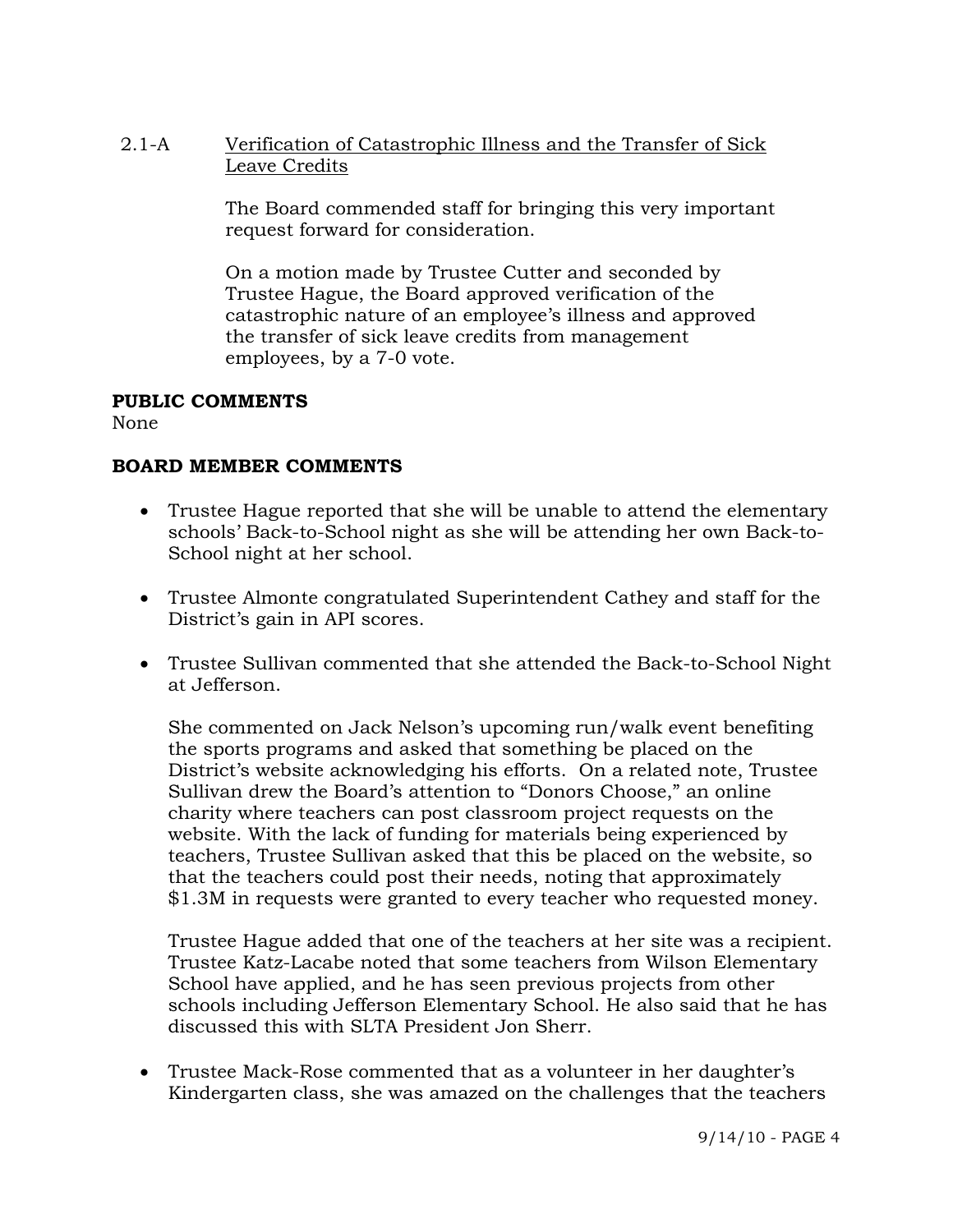2.1-A Verification of Catastrophic Illness and the Transfer of Sick Leave Credits

The Board commended staff for bringing this very important request forward for consideration.

On a motion made by Trustee Cutter and seconded by Trustee Hague, the Board approved verification of the catastrophic nature of an employee's illness and approved the transfer of sick leave credits from management employees, by a 7-0 vote.

**PUBLIC COMMENTS**
None

**BOARD MEMBER COMMENTS**

- Trustee Hague reported that she will be unable to attend the elementary schools' Back-to-School night as she will be attending her own Back-to-School night at her school.

- Trustee Almonte congratulated Superintendent Cathey and staff for the District's gain in API scores.

- Trustee Sullivan commented that she attended the Back-to-School Night at Jefferson.

  She commented on Jack Nelson's upcoming run/walk event benefiting the sports programs and asked that something be placed on the District's website acknowledging his efforts. On a related note, Trustee Sullivan drew the Board's attention to "Donors Choose," an online charity where teachers can post classroom project requests on the website. With the lack of funding for materials being experienced by teachers, Trustee Sullivan asked that this be placed on the website, so that the teachers could post their needs, noting that approximately $1.3M in requests were granted to every teacher who requested money.

  Trustee Hague added that one of the teachers at her site was a recipient. Trustee Katz-Lacabe noted that some teachers from Wilson Elementary School have applied, and he has seen previous projects from other schools including Jefferson Elementary School. He also said that he has discussed this with SLTA President Jon Sherr.

- Trustee Mack-Rose commented that as a volunteer in her daughter's Kindergarten class, she was amazed on the challenges that the teachers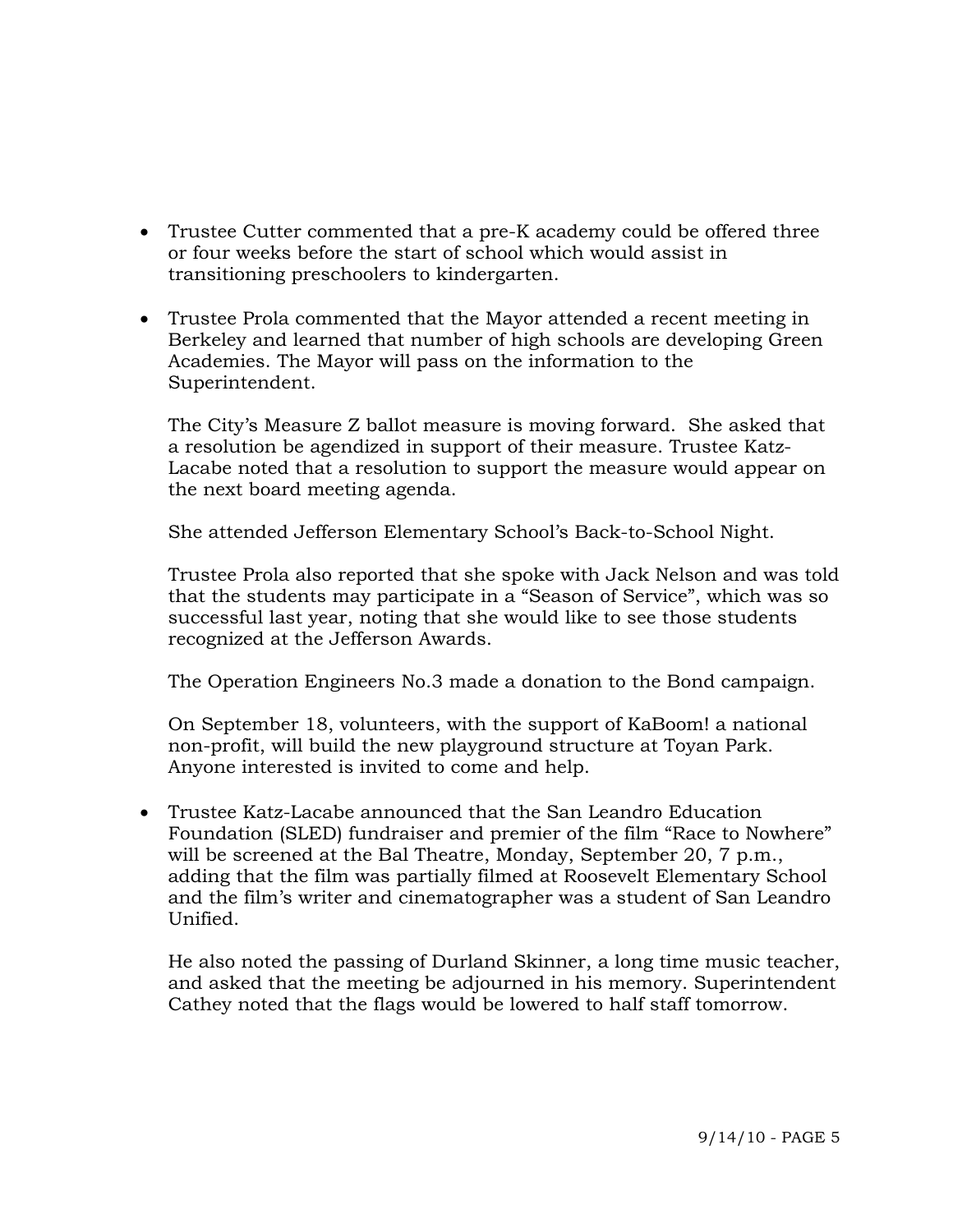- Trustee Cutter commented that a pre-K academy could be offered three or four weeks before the start of school which would assist in transitioning preschoolers to kindergarten.

- Trustee Prola commented that the Mayor attended a recent meeting in Berkeley and learned that number of high schools are developing Green Academies. The Mayor will pass on the information to the Superintendent.

  The City's Measure Z ballot measure is moving forward. She asked that a resolution be agendized in support of their measure. Trustee Katz-Lacabe noted that a resolution to support the measure would appear on the next board meeting agenda.

  She attended Jefferson Elementary School's Back-to-School Night.

  Trustee Prola also reported that she spoke with Jack Nelson and was told that the students may participate in a "Season of Service", which was so successful last year, noting that she would like to see those students recognized at the Jefferson Awards.

  The Operation Engineers No.3 made a donation to the Bond campaign.

  On September 18, volunteers, with the support of KaBoom! a national non-profit, will build the new playground structure at Toyan Park. Anyone interested is invited to come and help.

- Trustee Katz-Lacabe announced that the San Leandro Education Foundation (SLED) fundraiser and premier of the film "Race to Nowhere" will be screened at the Bal Theatre, Monday, September 20, 7 p.m., adding that the film was partially filmed at Roosevelt Elementary School and the film's writer and cinematographer was a student of San Leandro Unified.

  He also noted the passing of Durland Skinner, a long time music teacher, and asked that the meeting be adjourned in his memory. Superintendent Cathey noted that the flags would be lowered to half staff tomorrow.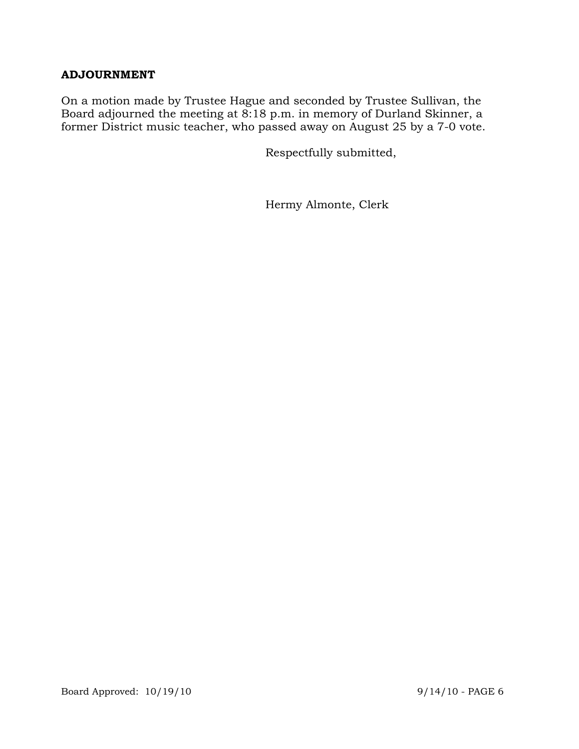## ADJOURNMENT

On a motion made by Trustee Hague and seconded by Trustee Sullivan, the Board adjourned the meeting at 8:18 p.m. in memory of Durland Skinner, a former District music teacher, who passed away on August 25 by a 7-0 vote.

Respectfully submitted,

Hermy Almonte, Clerk

Board Approved: 10/19/10